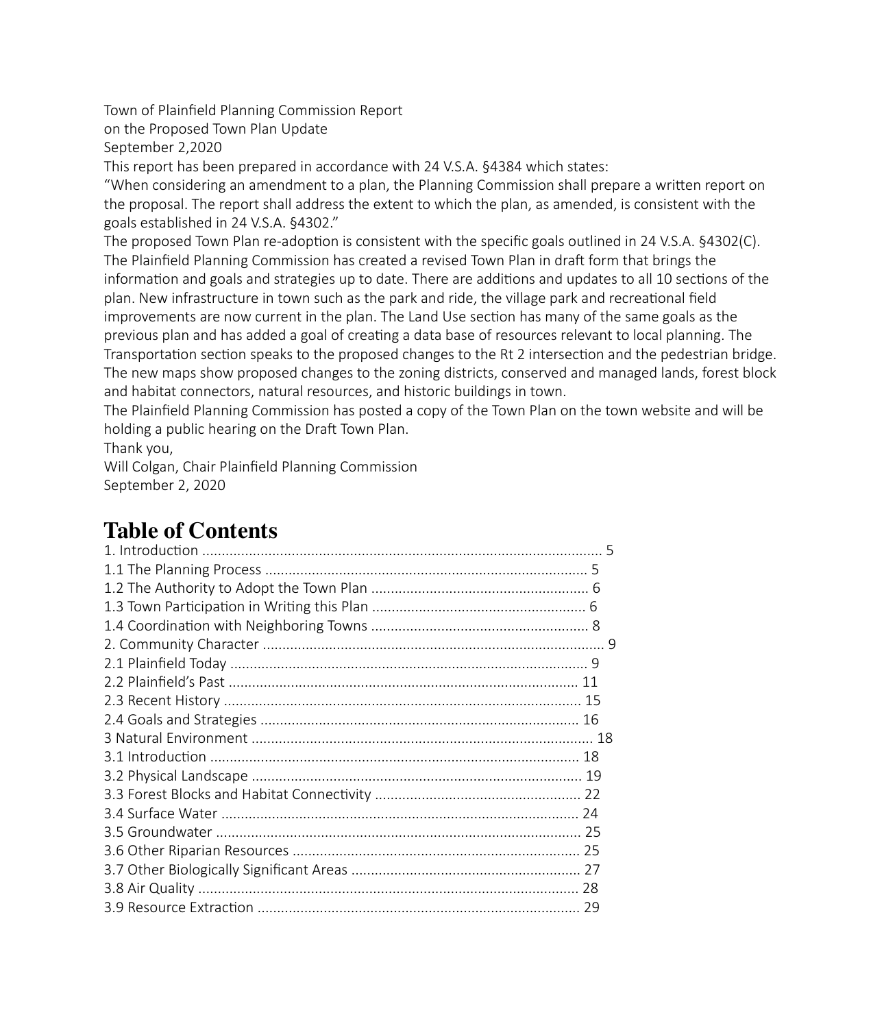Town of Plainfield Planning Commission Report
on the Proposed Town Plan Update
September 2,2020

This report has been prepared in accordance with 24 V.S.A. §4384 which states:

"When considering an amendment to a plan, the Planning Commission shall prepare a written report on the proposal. The report shall address the extent to which the plan, as amended, is consistent with the goals established in 24 V.S.A. §4302."

The proposed Town Plan re-adoption is consistent with the specific goals outlined in 24 V.S.A. §4302(C). The Plainfield Planning Commission has created a revised Town Plan in draft form that brings the information and goals and strategies up to date. There are additions and updates to all 10 sections of the plan. New infrastructure in town such as the park and ride, the village park and recreational field improvements are now current in the plan. The Land Use section has many of the same goals as the previous plan and has added a goal of creating a data base of resources relevant to local planning. The Transportation section speaks to the proposed changes to the Rt 2 intersection and the pedestrian bridge. The new maps show proposed changes to the zoning districts, conserved and managed lands, forest block and habitat connectors, natural resources, and historic buildings in town.

The Plainfield Planning Commission has posted a copy of the Town Plan on the town website and will be holding a public hearing on the Draft Town Plan.

Thank you,

Will Colgan, Chair Plainfield Planning Commission
September 2, 2020

# Table of Contents

1. Introduction .......................................................................................... 5
1.1 The Planning Process .................................................................................. 5
1.2 The Authority to Adopt the Town Plan ........................................................ 6
1.3 Town Participation in Writing this Plan ....................................................... 6
1.4 Coordination with Neighboring Towns ........................................................ 8
2. Community Character .................................................................................. 9
2.1 Plainfield Today ........................................................................................... 9
2.2 Plainfield's Past .......................................................................................... 11
2.3 Recent History ........................................................................................... 15
2.4 Goals and Strategies .................................................................................. 16
3 Natural Environment ..................................................................................... 18
3.1 Introduction ............................................................................................... 18
3.2 Physical Landscape .................................................................................... 19
3.3 Forest Blocks and Habitat Connectivity ..................................................... 22
3.4 Surface Water ............................................................................................ 24
3.5 Groundwater .............................................................................................. 25
3.6 Other Riparian Resources .......................................................................... 25
3.7 Other Biologically Significant Areas ........................................................... 27
3.8 Air Quality .................................................................................................. 28
3.9 Resource Extraction ................................................................................... 29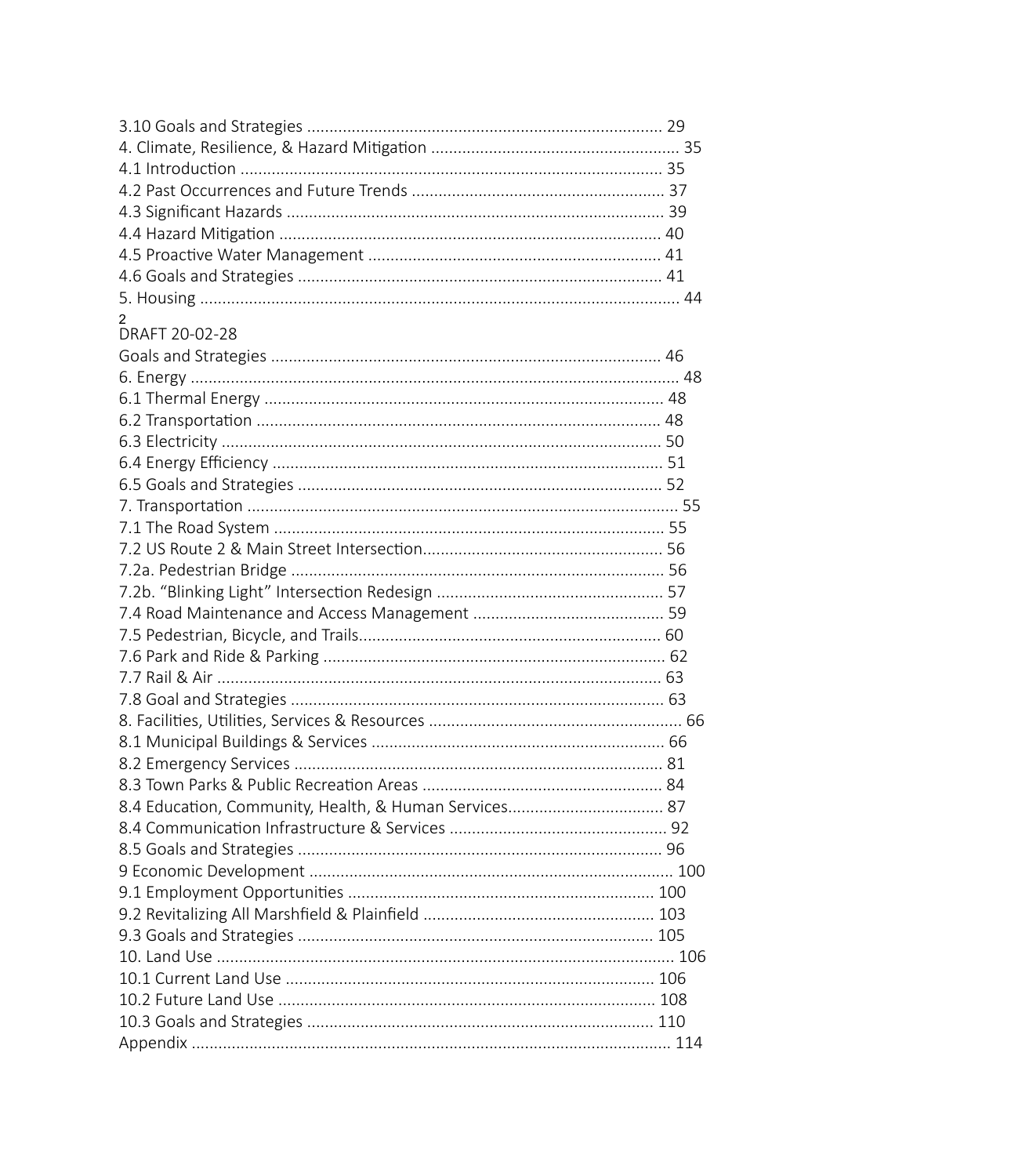3.10 Goals and Strategies ............................................................................... 29
4. Climate, Resilience, & Hazard Mitigation ........................................................ 35
4.1 Introduction ............................................................................................... 35
4.2 Past Occurrences and Future Trends ......................................................... 37
4.3 Significant Hazards ..................................................................................... 39
4.4 Hazard Mitigation ...................................................................................... 40
4.5 Proactive Water Management .................................................................. 41
4.6 Goals and Strategies .................................................................................. 41
5. Housing ........................................................................................................... 44

DRAFT 20-02-28

Goals and Strategies ........................................................................................ 46
6. Energy .............................................................................................................. 48
6.1 Thermal Energy .......................................................................................... 48
6.2 Transportation ........................................................................................... 48
6.3 Electricity ................................................................................................... 50
6.4 Energy Efficiency ........................................................................................ 51
6.5 Goals and Strategies .................................................................................. 52
7. Transportation ................................................................................................ 55
7.1 The Road System ........................................................................................ 55
7.2 US Route 2 & Main Street Intersection...................................................... 56
7.2a. Pedestrian Bridge .................................................................................... 56
7.2b. "Blinking Light" Intersection Redesign .................................................... 57
7.4 Road Maintenance and Access Management ............................................ 59
7.5 Pedestrian, Bicycle, and Trails.................................................................... 60
7.6 Park and Ride & Parking ............................................................................. 62
7.7 Rail & Air .................................................................................................... 63
7.8 Goal and Strategies .................................................................................... 63
8. Facilities, Utilities, Services & Resources ......................................................... 66
8.1 Municipal Buildings & Services .................................................................. 66
8.2 Emergency Services ................................................................................... 81
8.3 Town Parks & Public Recreation Areas ...................................................... 84
8.4 Education, Community, Health, & Human Services................................... 87
8.4 Communication Infrastructure & Services ................................................. 92
8.5 Goals and Strategies .................................................................................. 96
9 Economic Development ................................................................................. 100
9.1 Employment Opportunities ..................................................................... 100
9.2 Revitalizing All Marshfield & Plainfield .................................................... 103
9.3 Goals and Strategies ................................................................................ 105
10. Land Use ...................................................................................................... 106
10.1 Current Land Use ................................................................................... 106
10.2 Future Land Use ..................................................................................... 108
10.3 Goals and Strategies .............................................................................. 110
Appendix ........................................................................................................... 114